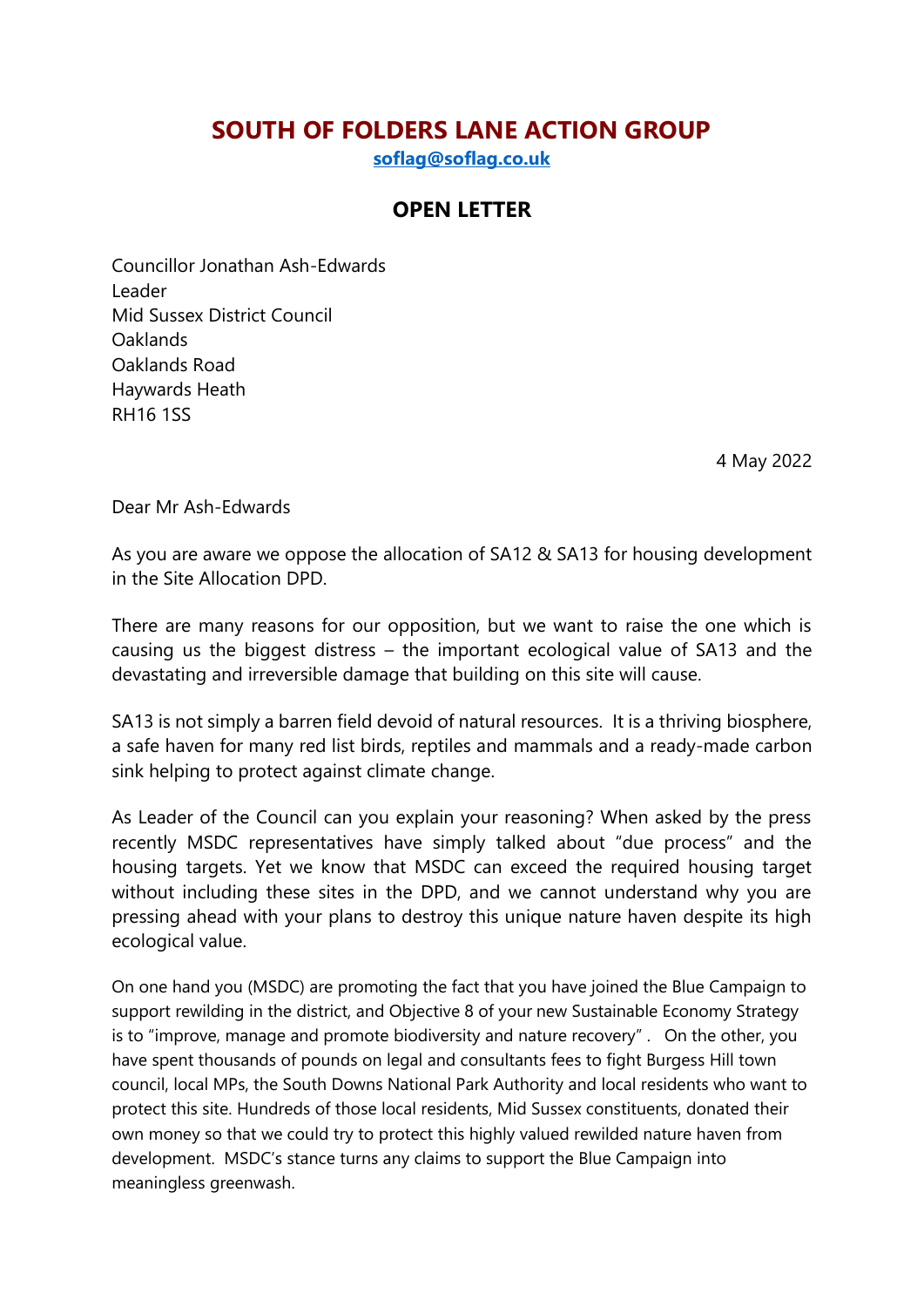# SOUTH OF FOLDERS LANE ACTION GROUP

**soflag@soflag.co.uk**

## OPEN LETTER

Councillor Jonathan Ash-Edwards
Leader
Mid Sussex District Council
Oaklands
Oaklands Road
Haywards Heath
RH16 1SS

4 May 2022

Dear Mr Ash-Edwards

As you are aware we oppose the allocation of SA12 & SA13 for housing development in the Site Allocation DPD.

There are many reasons for our opposition, but we want to raise the one which is causing us the biggest distress – the important ecological value of SA13 and the devastating and irreversible damage that building on this site will cause.

SA13 is not simply a barren field devoid of natural resources. It is a thriving biosphere, a safe haven for many red list birds, reptiles and mammals and a ready-made carbon sink helping to protect against climate change.

As Leader of the Council can you explain your reasoning? When asked by the press recently MSDC representatives have simply talked about "due process" and the housing targets. Yet we know that MSDC can exceed the required housing target without including these sites in the DPD, and we cannot understand why you are pressing ahead with your plans to destroy this unique nature haven despite its high ecological value.

On one hand you (MSDC) are promoting the fact that you have joined the Blue Campaign to support rewilding in the district, and Objective 8 of your new Sustainable Economy Strategy is to "improve, manage and promote biodiversity and nature recovery". On the other, you have spent thousands of pounds on legal and consultants fees to fight Burgess Hill town council, local MPs, the South Downs National Park Authority and local residents who want to protect this site. Hundreds of those local residents, Mid Sussex constituents, donated their own money so that we could try to protect this highly valued rewilded nature haven from development. MSDC's stance turns any claims to support the Blue Campaign into meaningless greenwash.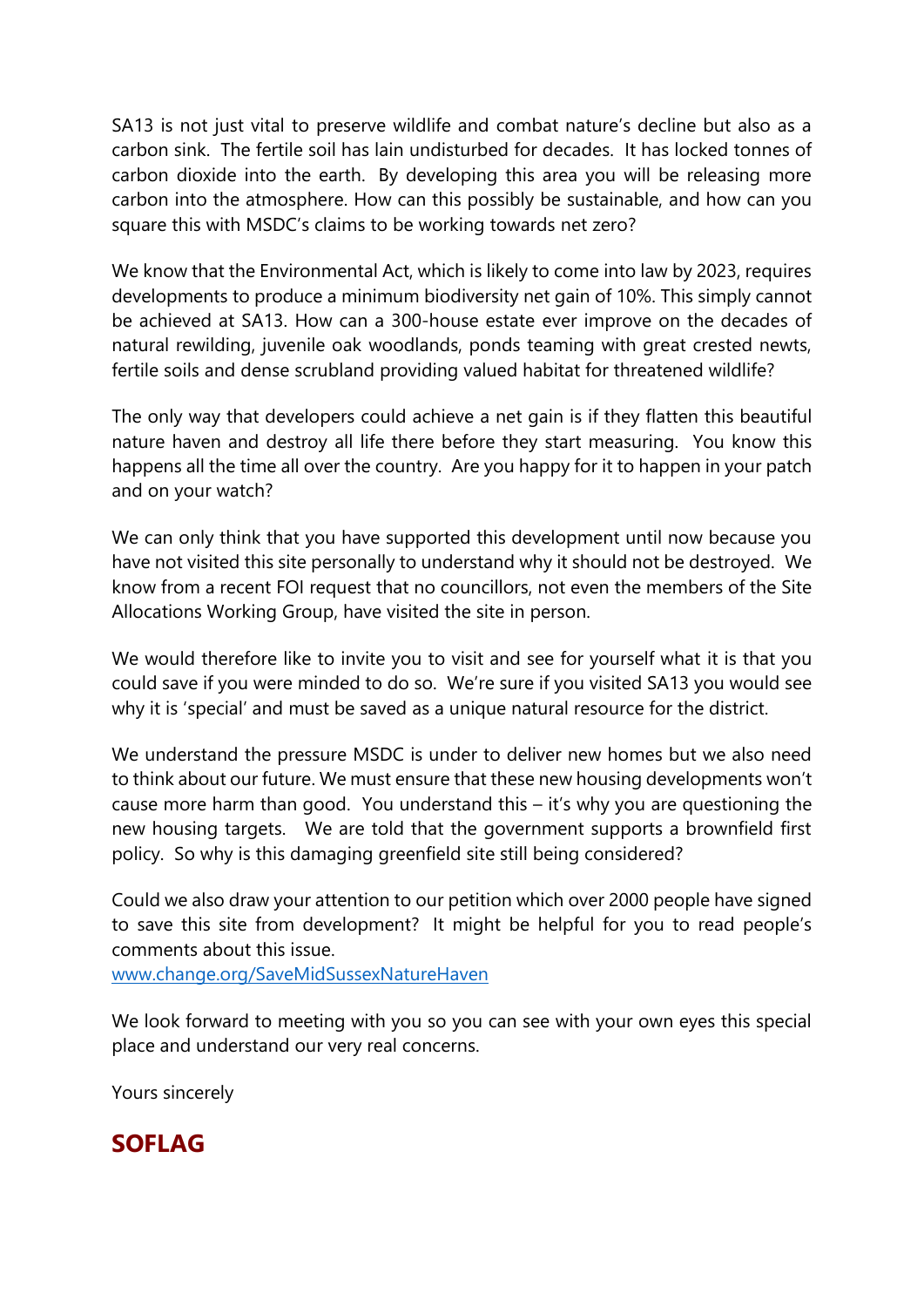SA13 is not just vital to preserve wildlife and combat nature's decline but also as a carbon sink. The fertile soil has lain undisturbed for decades. It has locked tonnes of carbon dioxide into the earth. By developing this area you will be releasing more carbon into the atmosphere. How can this possibly be sustainable, and how can you square this with MSDC's claims to be working towards net zero?

We know that the Environmental Act, which is likely to come into law by 2023, requires developments to produce a minimum biodiversity net gain of 10%. This simply cannot be achieved at SA13. How can a 300-house estate ever improve on the decades of natural rewilding, juvenile oak woodlands, ponds teaming with great crested newts, fertile soils and dense scrubland providing valued habitat for threatened wildlife?

The only way that developers could achieve a net gain is if they flatten this beautiful nature haven and destroy all life there before they start measuring. You know this happens all the time all over the country. Are you happy for it to happen in your patch and on your watch?

We can only think that you have supported this development until now because you have not visited this site personally to understand why it should not be destroyed. We know from a recent FOI request that no councillors, not even the members of the Site Allocations Working Group, have visited the site in person.

We would therefore like to invite you to visit and see for yourself what it is that you could save if you were minded to do so. We're sure if you visited SA13 you would see why it is 'special' and must be saved as a unique natural resource for the district.

We understand the pressure MSDC is under to deliver new homes but we also need to think about our future. We must ensure that these new housing developments won't cause more harm than good. You understand this – it's why you are questioning the new housing targets. We are told that the government supports a brownfield first policy. So why is this damaging greenfield site still being considered?

Could we also draw your attention to our petition which over 2000 people have signed to save this site from development? It might be helpful for you to read people's comments about this issue.
[www.change.org/SaveMidSussexNatureHaven](www.change.org/SaveMidSussexNatureHaven)

We look forward to meeting with you so you can see with your own eyes this special place and understand our very real concerns.

Yours sincerely

**SOFLAG**